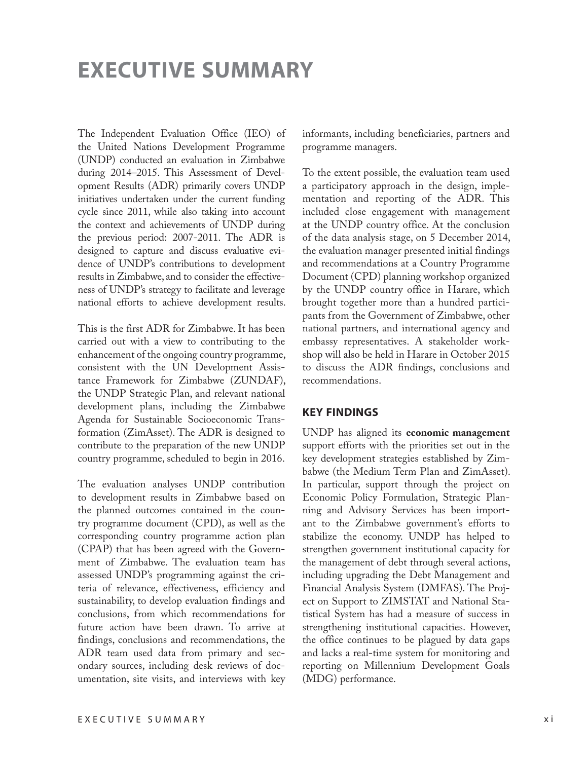# EXECUTIVE SUMMARY

The Independent Evaluation Office (IEO) of the United Nations Development Programme (UNDP) conducted an evaluation in Zimbabwe during 2014–2015. This Assessment of Development Results (ADR) primarily covers UNDP initiatives undertaken under the current funding cycle since 2011, while also taking into account the context and achievements of UNDP during the previous period: 2007-2011. The ADR is designed to capture and discuss evaluative evidence of UNDP's contributions to development results in Zimbabwe, and to consider the effectiveness of UNDP's strategy to facilitate and leverage national efforts to achieve development results.

This is the first ADR for Zimbabwe. It has been carried out with a view to contributing to the enhancement of the ongoing country programme, consistent with the UN Development Assistance Framework for Zimbabwe (ZUNDAF), the UNDP Strategic Plan, and relevant national development plans, including the Zimbabwe Agenda for Sustainable Socioeconomic Transformation (ZimAsset). The ADR is designed to contribute to the preparation of the new UNDP country programme, scheduled to begin in 2016.

The evaluation analyses UNDP contribution to development results in Zimbabwe based on the planned outcomes contained in the country programme document (CPD), as well as the corresponding country programme action plan (CPAP) that has been agreed with the Government of Zimbabwe. The evaluation team has assessed UNDP's programming against the criteria of relevance, effectiveness, efficiency and sustainability, to develop evaluation findings and conclusions, from which recommendations for future action have been drawn. To arrive at findings, conclusions and recommendations, the ADR team used data from primary and secondary sources, including desk reviews of documentation, site visits, and interviews with key informants, including beneficiaries, partners and programme managers.

To the extent possible, the evaluation team used a participatory approach in the design, implementation and reporting of the ADR. This included close engagement with management at the UNDP country office. At the conclusion of the data analysis stage, on 5 December 2014, the evaluation manager presented initial findings and recommendations at a Country Programme Document (CPD) planning workshop organized by the UNDP country office in Harare, which brought together more than a hundred participants from the Government of Zimbabwe, other national partners, and international agency and embassy representatives. A stakeholder workshop will also be held in Harare in October 2015 to discuss the ADR findings, conclusions and recommendations.

## KEY FINDINGS

UNDP has aligned its **economic management** support efforts with the priorities set out in the key development strategies established by Zimbabwe (the Medium Term Plan and ZimAsset). In particular, support through the project on Economic Policy Formulation, Strategic Planning and Advisory Services has been important to the Zimbabwe government's efforts to stabilize the economy. UNDP has helped to strengthen government institutional capacity for the management of debt through several actions, including upgrading the Debt Management and Financial Analysis System (DMFAS). The Project on Support to ZIMSTAT and National Statistical System has had a measure of success in strengthening institutional capacities. However, the office continues to be plagued by data gaps and lacks a real-time system for monitoring and reporting on Millennium Development Goals (MDG) performance.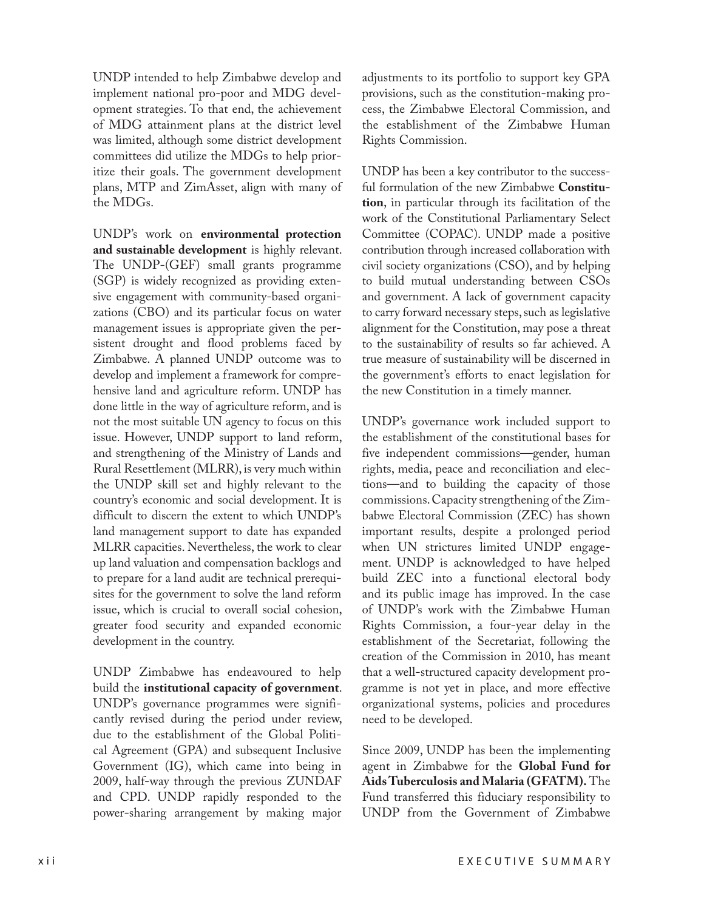UNDP intended to help Zimbabwe develop and implement national pro-poor and MDG development strategies. To that end, the achievement of MDG attainment plans at the district level was limited, although some district development committees did utilize the MDGs to help prioritize their goals. The government development plans, MTP and ZimAsset, align with many of the MDGs.

UNDP's work on **environmental protection and sustainable development** is highly relevant. The UNDP-(GEF) small grants programme (SGP) is widely recognized as providing extensive engagement with community-based organizations (CBO) and its particular focus on water management issues is appropriate given the persistent drought and flood problems faced by Zimbabwe. A planned UNDP outcome was to develop and implement a framework for comprehensive land and agriculture reform. UNDP has done little in the way of agriculture reform, and is not the most suitable UN agency to focus on this issue. However, UNDP support to land reform, and strengthening of the Ministry of Lands and Rural Resettlement (MLRR), is very much within the UNDP skill set and highly relevant to the country's economic and social development. It is difficult to discern the extent to which UNDP's land management support to date has expanded MLRR capacities. Nevertheless, the work to clear up land valuation and compensation backlogs and to prepare for a land audit are technical prerequisites for the government to solve the land reform issue, which is crucial to overall social cohesion, greater food security and expanded economic development in the country.

UNDP Zimbabwe has endeavoured to help build the **institutional capacity of government**. UNDP's governance programmes were significantly revised during the period under review, due to the establishment of the Global Political Agreement (GPA) and subsequent Inclusive Government (IG), which came into being in 2009, half-way through the previous ZUNDAF and CPD. UNDP rapidly responded to the power-sharing arrangement by making major adjustments to its portfolio to support key GPA provisions, such as the constitution-making process, the Zimbabwe Electoral Commission, and the establishment of the Zimbabwe Human Rights Commission.

UNDP has been a key contributor to the successful formulation of the new Zimbabwe **Constitution**, in particular through its facilitation of the work of the Constitutional Parliamentary Select Committee (COPAC). UNDP made a positive contribution through increased collaboration with civil society organizations (CSO), and by helping to build mutual understanding between CSOs and government. A lack of government capacity to carry forward necessary steps, such as legislative alignment for the Constitution, may pose a threat to the sustainability of results so far achieved. A true measure of sustainability will be discerned in the government's efforts to enact legislation for the new Constitution in a timely manner.

UNDP's governance work included support to the establishment of the constitutional bases for five independent commissions—gender, human rights, media, peace and reconciliation and elections—and to building the capacity of those commissions. Capacity strengthening of the Zimbabwe Electoral Commission (ZEC) has shown important results, despite a prolonged period when UN strictures limited UNDP engagement. UNDP is acknowledged to have helped build ZEC into a functional electoral body and its public image has improved. In the case of UNDP's work with the Zimbabwe Human Rights Commission, a four-year delay in the establishment of the Secretariat, following the creation of the Commission in 2010, has meant that a well-structured capacity development programme is not yet in place, and more effective organizational systems, policies and procedures need to be developed.

Since 2009, UNDP has been the implementing agent in Zimbabwe for the **Global Fund for Aids Tuberculosis and Malaria (GFATM).** The Fund transferred this fiduciary responsibility to UNDP from the Government of Zimbabwe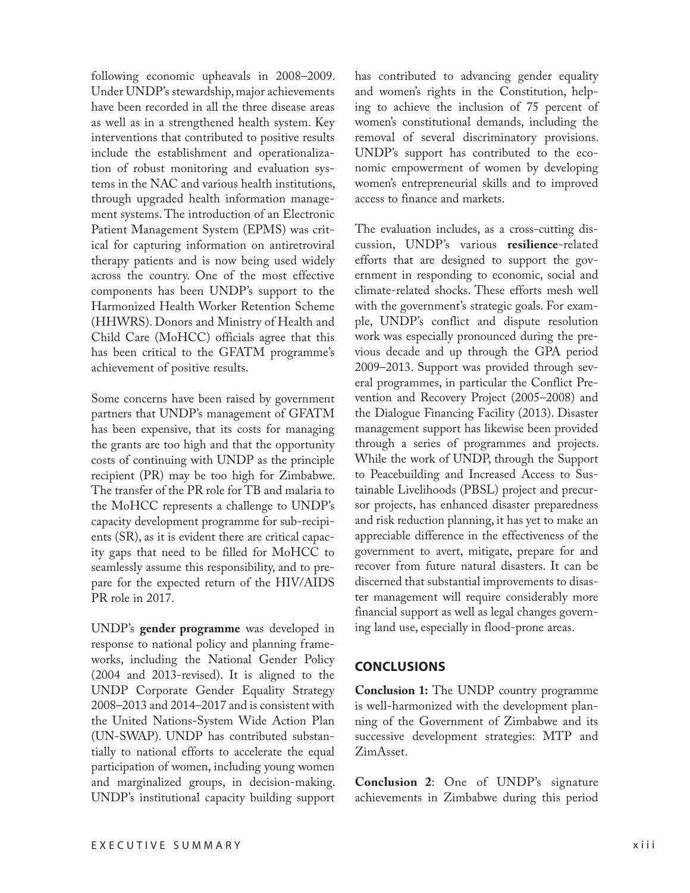following economic upheavals in 2008–2009. Under UNDP's stewardship, major achievements have been recorded in all the three disease areas as well as in a strengthened health system. Key interventions that contributed to positive results include the establishment and operationalization of robust monitoring and evaluation systems in the NAC and various health institutions, through upgraded health information management systems. The introduction of an Electronic Patient Management System (EPMS) was critical for capturing information on antiretroviral therapy patients and is now being used widely across the country. One of the most effective components has been UNDP's support to the Harmonized Health Worker Retention Scheme (HHWRS). Donors and Ministry of Health and Child Care (MoHCC) officials agree that this has been critical to the GFATM programme's achievement of positive results.

Some concerns have been raised by government partners that UNDP's management of GFATM has been expensive, that its costs for managing the grants are too high and that the opportunity costs of continuing with UNDP as the principle recipient (PR) may be too high for Zimbabwe. The transfer of the PR role for TB and malaria to the MoHCC represents a challenge to UNDP's capacity development programme for sub-recipients (SR), as it is evident there are critical capacity gaps that need to be filled for MoHCC to seamlessly assume this responsibility, and to prepare for the expected return of the HIV/AIDS PR role in 2017.

UNDP's **gender programme** was developed in response to national policy and planning frameworks, including the National Gender Policy (2004 and 2013-revised). It is aligned to the UNDP Corporate Gender Equality Strategy 2008–2013 and 2014–2017 and is consistent with the United Nations-System Wide Action Plan (UN-SWAP). UNDP has contributed substantially to national efforts to accelerate the equal participation of women, including young women and marginalized groups, in decision-making. UNDP's institutional capacity building support has contributed to advancing gender equality and women's rights in the Constitution, helping to achieve the inclusion of 75 percent of women's constitutional demands, including the removal of several discriminatory provisions. UNDP's support has contributed to the economic empowerment of women by developing women's entrepreneurial skills and to improved access to finance and markets.

The evaluation includes, as a cross-cutting discussion, UNDP's various **resilience**-related efforts that are designed to support the government in responding to economic, social and climate-related shocks. These efforts mesh well with the government's strategic goals. For example, UNDP's conflict and dispute resolution work was especially pronounced during the previous decade and up through the GPA period 2009–2013. Support was provided through several programmes, in particular the Conflict Prevention and Recovery Project (2005–2008) and the Dialogue Financing Facility (2013). Disaster management support has likewise been provided through a series of programmes and projects. While the work of UNDP, through the Support to Peacebuilding and Increased Access to Sustainable Livelihoods (PBSL) project and precursor projects, has enhanced disaster preparedness and risk reduction planning, it has yet to make an appreciable difference in the effectiveness of the government to avert, mitigate, prepare for and recover from future natural disasters. It can be discerned that substantial improvements to disaster management will require considerably more financial support as well as legal changes governing land use, especially in flood-prone areas.

## CONCLUSIONS

**Conclusion 1:** The UNDP country programme is well-harmonized with the development planning of the Government of Zimbabwe and its successive development strategies: MTP and ZimAsset.

**Conclusion 2**: One of UNDP's signature achievements in Zimbabwe during this period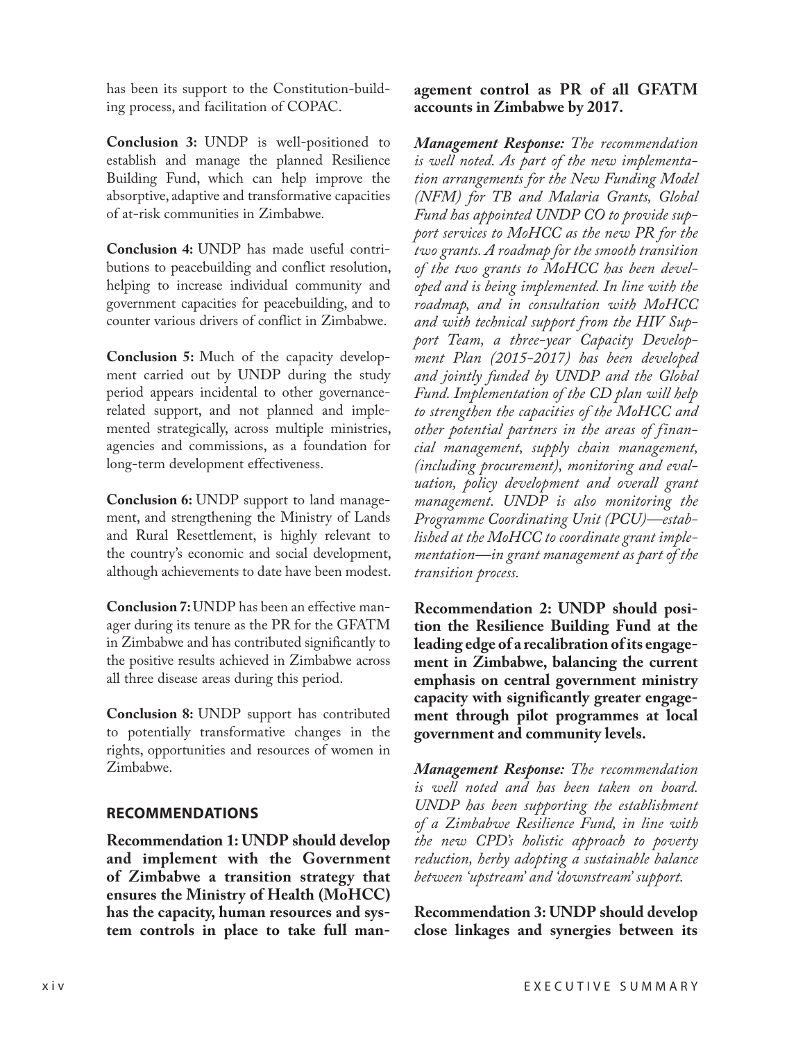has been its support to the Constitution-building process, and facilitation of COPAC.

**Conclusion 3:** UNDP is well-positioned to establish and manage the planned Resilience Building Fund, which can help improve the absorptive, adaptive and transformative capacities of at-risk communities in Zimbabwe.

**Conclusion 4:** UNDP has made useful contributions to peacebuilding and conflict resolution, helping to increase individual community and government capacities for peacebuilding, and to counter various drivers of conflict in Zimbabwe.

**Conclusion 5:** Much of the capacity development carried out by UNDP during the study period appears incidental to other governance-related support, and not planned and implemented strategically, across multiple ministries, agencies and commissions, as a foundation for long-term development effectiveness.

**Conclusion 6:** UNDP support to land management, and strengthening the Ministry of Lands and Rural Resettlement, is highly relevant to the country's economic and social development, although achievements to date have been modest.

**Conclusion 7:** UNDP has been an effective manager during its tenure as the PR for the GFATM in Zimbabwe and has contributed significantly to the positive results achieved in Zimbabwe across all three disease areas during this period.

**Conclusion 8:** UNDP support has contributed to potentially transformative changes in the rights, opportunities and resources of women in Zimbabwe.

## RECOMMENDATIONS

**Recommendation 1: UNDP should develop and implement with the Government of Zimbabwe a transition strategy that ensures the Ministry of Health (MoHCC) has the capacity, human resources and system controls in place to take full management control as PR of all GFATM accounts in Zimbabwe by 2017.**

***Management Response:*** *The recommendation is well noted. As part of the new implementation arrangements for the New Funding Model (NFM) for TB and Malaria Grants, Global Fund has appointed UNDP CO to provide support services to MoHCC as the new PR for the two grants. A roadmap for the smooth transition of the two grants to MoHCC has been developed and is being implemented. In line with the roadmap, and in consultation with MoHCC and with technical support from the HIV Support Team, a three-year Capacity Development Plan (2015-2017) has been developed and jointly funded by UNDP and the Global Fund. Implementation of the CD plan will help to strengthen the capacities of the MoHCC and other potential partners in the areas of financial management, supply chain management, (including procurement), monitoring and evaluation, policy development and overall grant management. UNDP is also monitoring the Programme Coordinating Unit (PCU)—established at the MoHCC to coordinate grant implementation—in grant management as part of the transition process.*

**Recommendation 2: UNDP should position the Resilience Building Fund at the leading edge of a recalibration of its engagement in Zimbabwe, balancing the current emphasis on central government ministry capacity with significantly greater engagement through pilot programmes at local government and community levels.**

***Management Response:*** *The recommendation is well noted and has been taken on board. UNDP has been supporting the establishment of a Zimbabwe Resilience Fund, in line with the new CPD's holistic approach to poverty reduction, herby adopting a sustainable balance between 'upstream' and 'downstream' support.*

**Recommendation 3: UNDP should develop close linkages and synergies between its**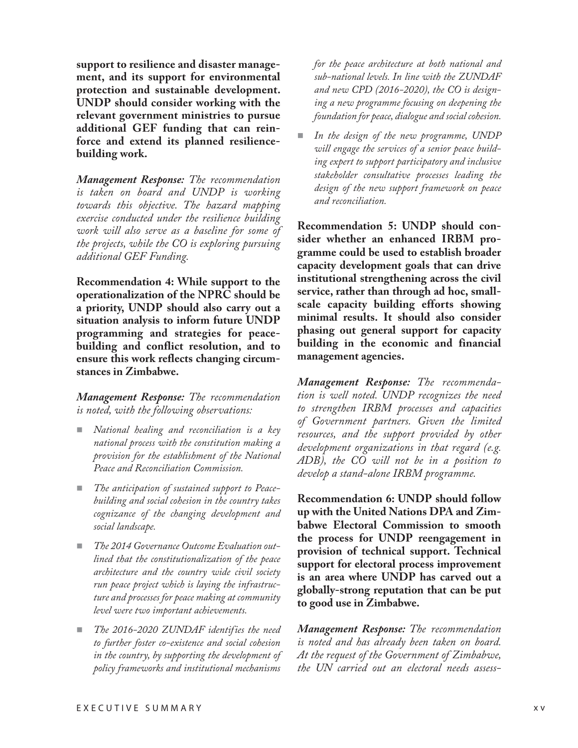**support to resilience and disaster management, and its support for environmental protection and sustainable development. UNDP should consider working with the relevant government ministries to pursue additional GEF funding that can reinforce and extend its planned resilience-building work.**

***Management Response:*** *The recommendation is taken on board and UNDP is working towards this objective. The hazard mapping exercise conducted under the resilience building work will also serve as a baseline for some of the projects, while the CO is exploring pursuing additional GEF Funding.*

**Recommendation 4: While support to the operationalization of the NPRC should be a priority, UNDP should also carry out a situation analysis to inform future UNDP programming and strategies for peace-building and conflict resolution, and to ensure this work reflects changing circumstances in Zimbabwe.**

***Management Response:*** *The recommendation is noted, with the following observations:*

- *National healing and reconciliation is a key national process with the constitution making a provision for the establishment of the National Peace and Reconciliation Commission.*
- *The anticipation of sustained support to Peace-building and social cohesion in the country takes cognizance of the changing development and social landscape.*
- *The 2014 Governance Outcome Evaluation outlined that the constitutionalization of the peace architecture and the country wide civil society run peace project which is laying the infrastructure and processes for peace making at community level were two important achievements.*
- *The 2016-2020 ZUNDAF identifies the need to further foster co-existence and social cohesion in the country, by supporting the development of policy frameworks and institutional mechanisms for the peace architecture at both national and sub-national levels. In line with the ZUNDAF and new CPD (2016-2020), the CO is designing a new programme focusing on deepening the foundation for peace, dialogue and social cohesion.*
- *In the design of the new programme, UNDP will engage the services of a senior peace building expert to support participatory and inclusive stakeholder consultative processes leading the design of the new support framework on peace and reconciliation.*

**Recommendation 5: UNDP should consider whether an enhanced IRBM programme could be used to establish broader capacity development goals that can drive institutional strengthening across the civil service, rather than through ad hoc, small-scale capacity building efforts showing minimal results. It should also consider phasing out general support for capacity building in the economic and financial management agencies.**

***Management Response:*** *The recommendation is well noted. UNDP recognizes the need to strengthen IRBM processes and capacities of Government partners. Given the limited resources, and the support provided by other development organizations in that regard (e.g. ADB), the CO will not be in a position to develop a stand-alone IRBM programme.*

**Recommendation 6: UNDP should follow up with the United Nations DPA and Zimbabwe Electoral Commission to smooth the process for UNDP reengagement in provision of technical support. Technical support for electoral process improvement is an area where UNDP has carved out a globally-strong reputation that can be put to good use in Zimbabwe.**

***Management Response:*** *The recommendation is noted and has already been taken on board. At the request of the Government of Zimbabwe, the UN carried out an electoral needs assess-*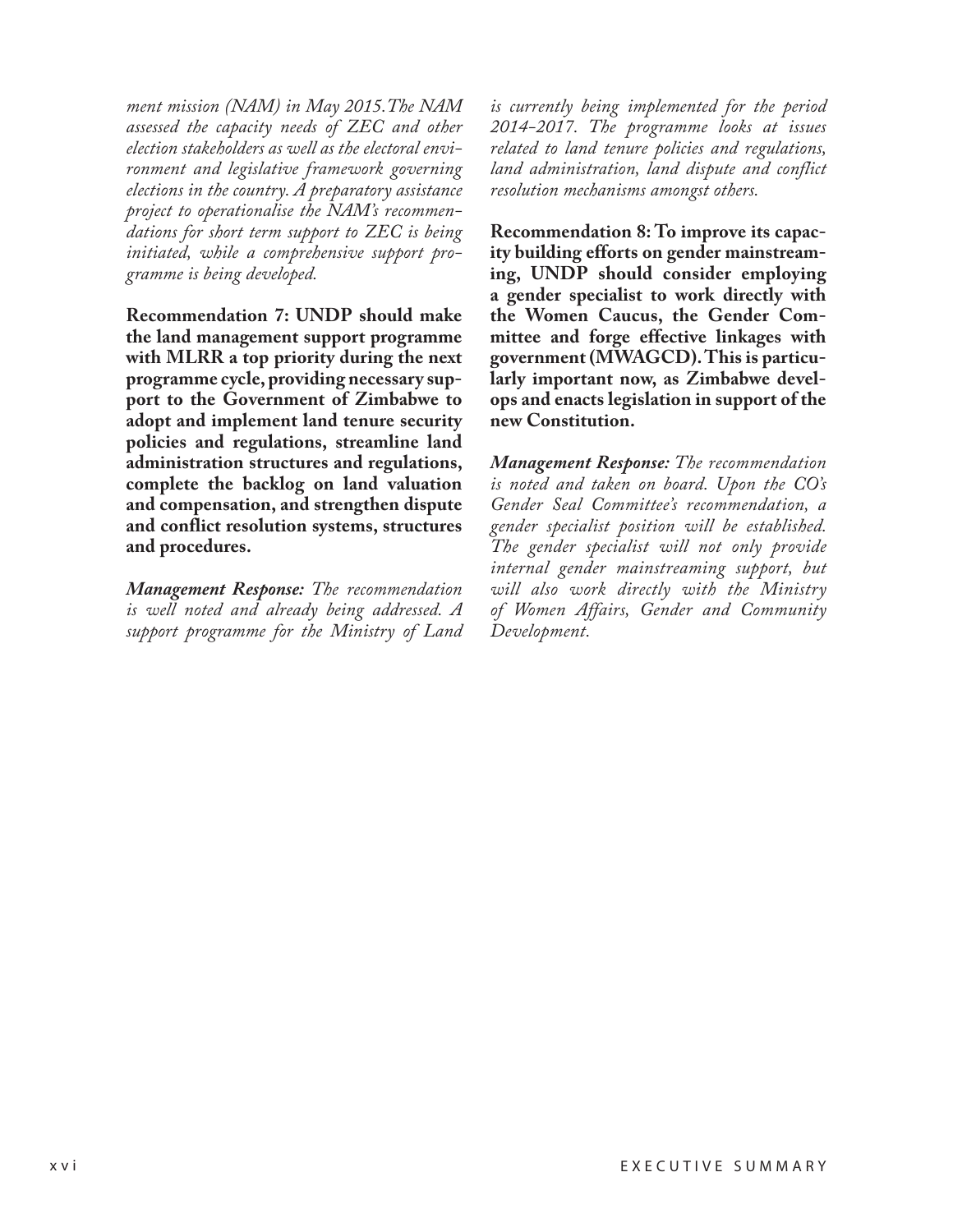*ment mission (NAM) in May 2015.The NAM assessed the capacity needs of ZEC and other election stakeholders as well as the electoral environment and legislative framework governing elections in the country. A preparatory assistance project to operationalise the NAM's recommendations for short term support to ZEC is being initiated, while a comprehensive support programme is being developed.*

**Recommendation 7: UNDP should make the land management support programme with MLRR a top priority during the next programme cycle, providing necessary support to the Government of Zimbabwe to adopt and implement land tenure security policies and regulations, streamline land administration structures and regulations, complete the backlog on land valuation and compensation, and strengthen dispute and conflict resolution systems, structures and procedures.**

***Management Response:*** *The recommendation is well noted and already being addressed. A support programme for the Ministry of Land is currently being implemented for the period 2014-2017. The programme looks at issues related to land tenure policies and regulations, land administration, land dispute and conflict resolution mechanisms amongst others.*

**Recommendation 8: To improve its capacity building efforts on gender mainstreaming, UNDP should consider employing a gender specialist to work directly with the Women Caucus, the Gender Committee and forge effective linkages with government (MWAGCD). This is particularly important now, as Zimbabwe develops and enacts legislation in support of the new Constitution.**

***Management Response:*** *The recommendation is noted and taken on board. Upon the CO's Gender Seal Committee's recommendation, a gender specialist position will be established. The gender specialist will not only provide internal gender mainstreaming support, but will also work directly with the Ministry of Women Affairs, Gender and Community Development.*